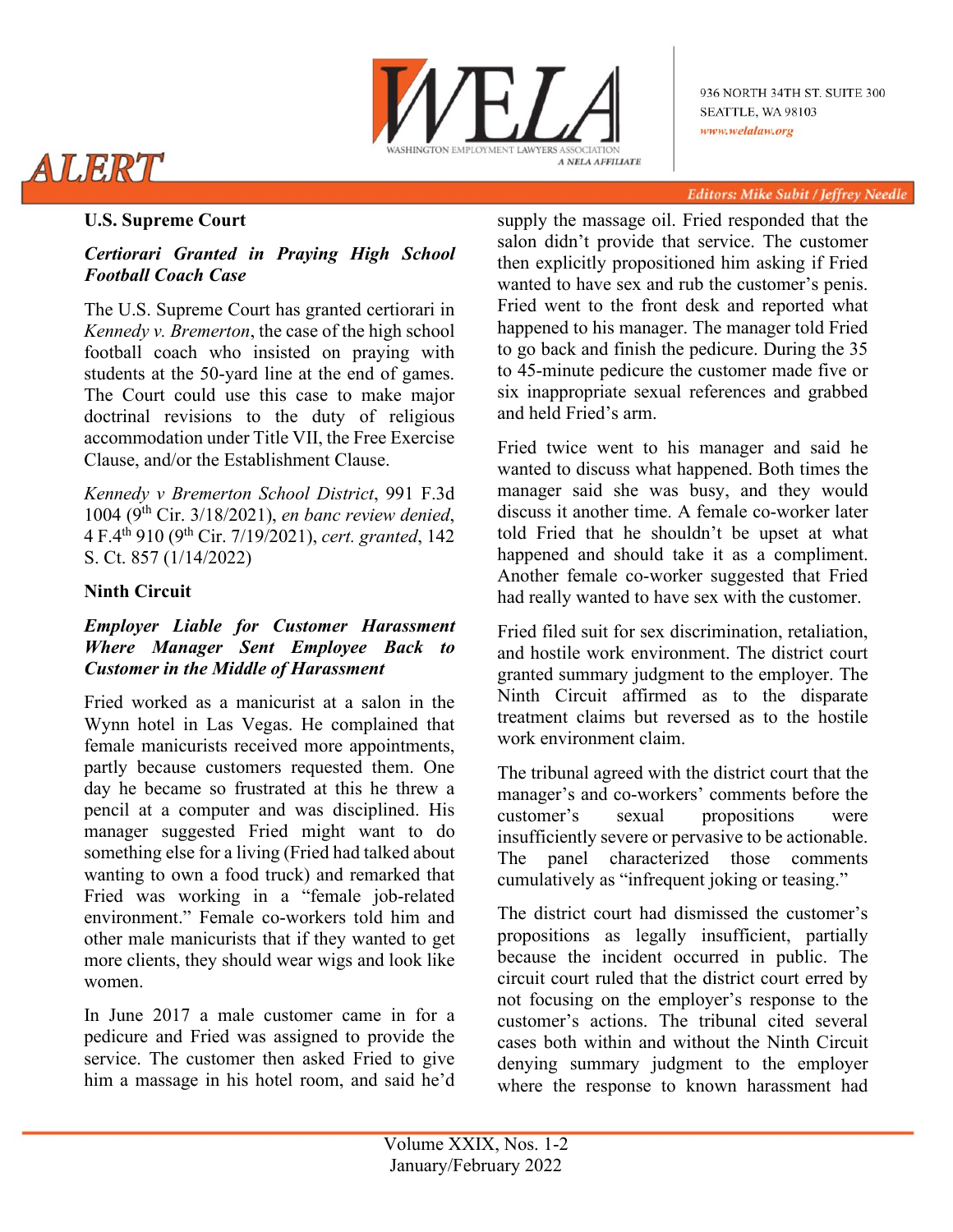# ALERT

**WASHINGTON EMPLOYMENT LAWYERS ASSOCIATION**
*A NELA AFFILIATE*

936 NORTH 34TH ST. SUITE 300
SEATTLE, WA 98103
*www.welalaw.org*

*Editors: Mike Subit / Jeffrey Needle*

## U.S. Supreme Court

### *Certiorari Granted in Praying High School Football Coach Case*

The U.S. Supreme Court has granted certiorari in *Kennedy v. Bremerton*, the case of the high school football coach who insisted on praying with students at the 50-yard line at the end of games. The Court could use this case to make major doctrinal revisions to the duty of religious accommodation under Title VII, the Free Exercise Clause, and/or the Establishment Clause.

*Kennedy v Bremerton School District*, 991 F.3d 1004 (9th Cir. 3/18/2021), *en banc review denied*, 4 F.4th 910 (9th Cir. 7/19/2021), *cert. granted*, 142 S. Ct. 857 (1/14/2022)

## Ninth Circuit

### *Employer Liable for Customer Harassment Where Manager Sent Employee Back to Customer in the Middle of Harassment*

Fried worked as a manicurist at a salon in the Wynn hotel in Las Vegas. He complained that female manicurists received more appointments, partly because customers requested them. One day he became so frustrated at this he threw a pencil at a computer and was disciplined. His manager suggested Fried might want to do something else for a living (Fried had talked about wanting to own a food truck) and remarked that Fried was working in a "female job-related environment." Female co-workers told him and other male manicurists that if they wanted to get more clients, they should wear wigs and look like women.

In June 2017 a male customer came in for a pedicure and Fried was assigned to provide the service. The customer then asked Fried to give him a massage in his hotel room, and said he'd supply the massage oil. Fried responded that the salon didn't provide that service. The customer then explicitly propositioned him asking if Fried wanted to have sex and rub the customer's penis. Fried went to the front desk and reported what happened to his manager. The manager told Fried to go back and finish the pedicure. During the 35 to 45-minute pedicure the customer made five or six inappropriate sexual references and grabbed and held Fried's arm.

Fried twice went to his manager and said he wanted to discuss what happened. Both times the manager said she was busy, and they would discuss it another time. A female co-worker later told Fried that he shouldn't be upset at what happened and should take it as a compliment. Another female co-worker suggested that Fried had really wanted to have sex with the customer.

Fried filed suit for sex discrimination, retaliation, and hostile work environment. The district court granted summary judgment to the employer. The Ninth Circuit affirmed as to the disparate treatment claims but reversed as to the hostile work environment claim.

The tribunal agreed with the district court that the manager's and co-workers' comments before the customer's sexual propositions were insufficiently severe or pervasive to be actionable. The panel characterized those comments cumulatively as "infrequent joking or teasing."

The district court had dismissed the customer's propositions as legally insufficient, partially because the incident occurred in public. The circuit court ruled that the district court erred by not focusing on the employer's response to the customer's actions. The tribunal cited several cases both within and without the Ninth Circuit denying summary judgment to the employer where the response to known harassment had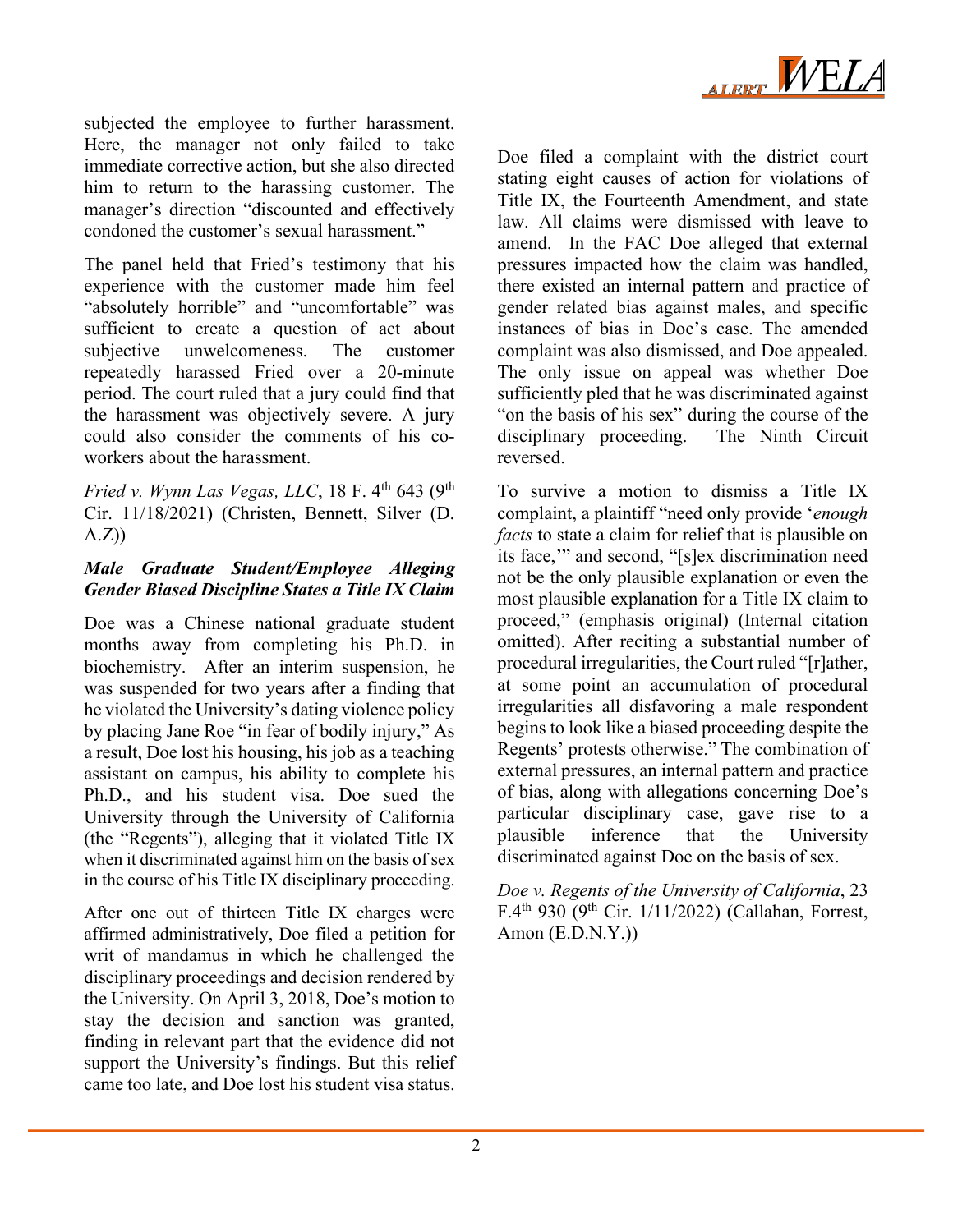subjected the employee to further harassment. Here, the manager not only failed to take immediate corrective action, but she also directed him to return to the harassing customer. The manager's direction "discounted and effectively condoned the customer's sexual harassment."

The panel held that Fried's testimony that his experience with the customer made him feel "absolutely horrible" and "uncomfortable" was sufficient to create a question of act about subjective unwelcomeness. The customer repeatedly harassed Fried over a 20-minute period. The court ruled that a jury could find that the harassment was objectively severe. A jury could also consider the comments of his co-workers about the harassment.

*Fried v. Wynn Las Vegas, LLC*, 18 F. 4th 643 (9th Cir. 11/18/2021) (Christen, Bennett, Silver (D. A.Z))

### *Male Graduate Student/Employee Alleging Gender Biased Discipline States a Title IX Claim*

Doe was a Chinese national graduate student months away from completing his Ph.D. in biochemistry. After an interim suspension, he was suspended for two years after a finding that he violated the University's dating violence policy by placing Jane Roe "in fear of bodily injury," As a result, Doe lost his housing, his job as a teaching assistant on campus, his ability to complete his Ph.D., and his student visa. Doe sued the University through the University of California (the "Regents"), alleging that it violated Title IX when it discriminated against him on the basis of sex in the course of his Title IX disciplinary proceeding.

After one out of thirteen Title IX charges were affirmed administratively, Doe filed a petition for writ of mandamus in which he challenged the disciplinary proceedings and decision rendered by the University. On April 3, 2018, Doe's motion to stay the decision and sanction was granted, finding in relevant part that the evidence did not support the University's findings. But this relief came too late, and Doe lost his student visa status.

Doe filed a complaint with the district court stating eight causes of action for violations of Title IX, the Fourteenth Amendment, and state law. All claims were dismissed with leave to amend. In the FAC Doe alleged that external pressures impacted how the claim was handled, there existed an internal pattern and practice of gender related bias against males, and specific instances of bias in Doe's case. The amended complaint was also dismissed, and Doe appealed. The only issue on appeal was whether Doe sufficiently pled that he was discriminated against "on the basis of his sex" during the course of the disciplinary proceeding. The Ninth Circuit reversed.

To survive a motion to dismiss a Title IX complaint, a plaintiff "need only provide '*enough facts* to state a claim for relief that is plausible on its face,'" and second, "[s]ex discrimination need not be the only plausible explanation or even the most plausible explanation for a Title IX claim to proceed," (emphasis original) (Internal citation omitted). After reciting a substantial number of procedural irregularities, the Court ruled "[r]ather, at some point an accumulation of procedural irregularities all disfavoring a male respondent begins to look like a biased proceeding despite the Regents' protests otherwise." The combination of external pressures, an internal pattern and practice of bias, along with allegations concerning Doe's particular disciplinary case, gave rise to a plausible inference that the University discriminated against Doe on the basis of sex.

*Doe v. Regents of the University of California*, 23 F.4th 930 (9th Cir. 1/11/2022) (Callahan, Forrest, Amon (E.D.N.Y.))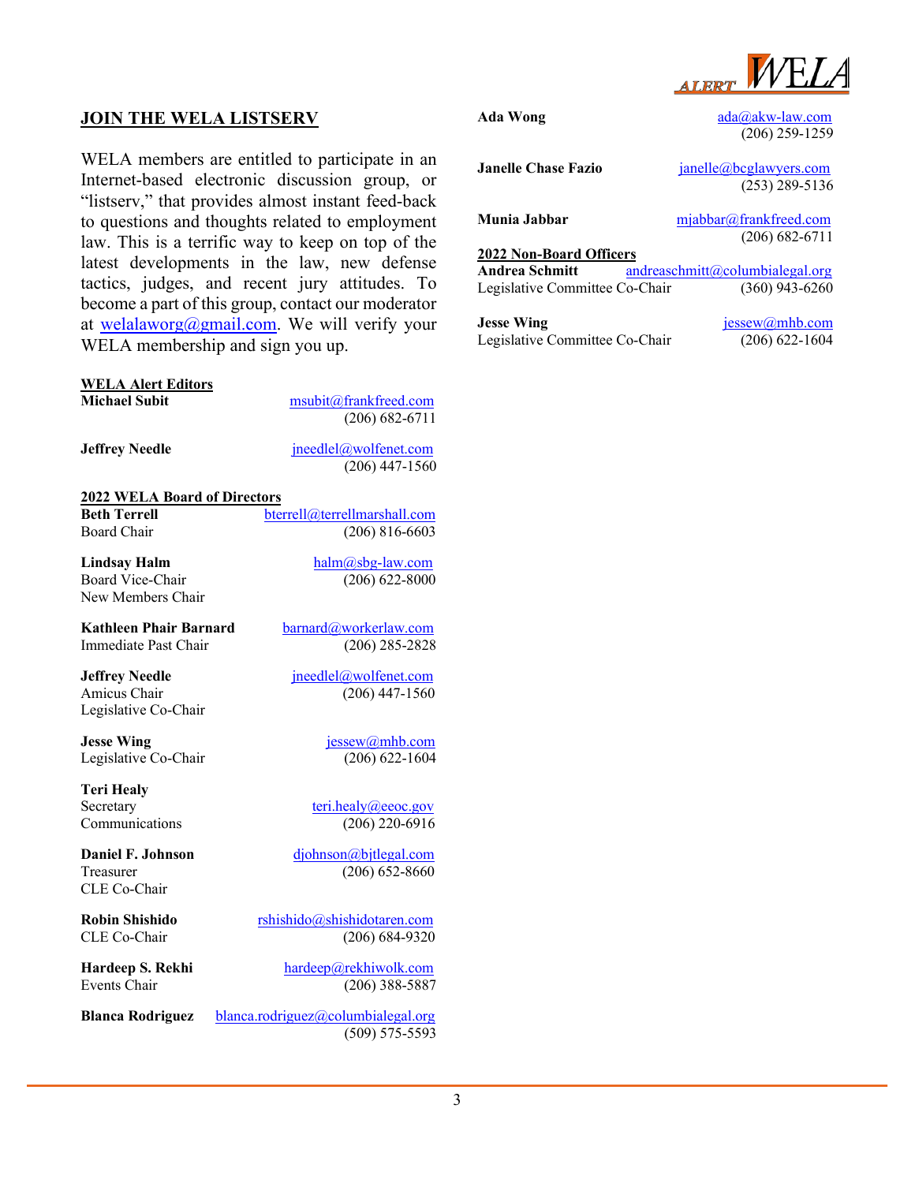## JOIN THE WELA LISTSERV

WELA members are entitled to participate in an Internet-based electronic discussion group, or "listserv," that provides almost instant feed-back to questions and thoughts related to employment law. This is a terrific way to keep on top of the latest developments in the law, new defense tactics, judges, and recent jury attitudes. To become a part of this group, contact our moderator at welalaworg@gmail.com. We will verify your WELA membership and sign you up.

**WELA Alert Editors**

**Michael Subit**
msubit@frankfreed.com
(206) 682-6711

**Jeffrey Needle**
jneedlel@wolfenet.com
(206) 447-1560

**2022 WELA Board of Directors**

**Beth Terrell**
Board Chair
bterrell@terrellmarshall.com
(206) 816-6603

**Lindsay Halm**
Board Vice-Chair
New Members Chair
halm@sbg-law.com
(206) 622-8000

**Kathleen Phair Barnard**
Immediate Past Chair
barnard@workerlaw.com
(206) 285-2828

**Jeffrey Needle**
Amicus Chair
Legislative Co-Chair
jneedlel@wolfenet.com
(206) 447-1560

**Jesse Wing**
Legislative Co-Chair
jessew@mhb.com
(206) 622-1604

**Teri Healy**
Secretary
Communications
teri.healy@eeoc.gov
(206) 220-6916

**Daniel F. Johnson**
Treasurer
CLE Co-Chair
djohnson@bjtlegal.com
(206) 652-8660

**Robin Shishido**
CLE Co-Chair
rshishido@shishidotaren.com
(206) 684-9320

**Hardeep S. Rekhi**
Events Chair
hardeep@rekhiwolk.com
(206) 388-5887

**Blanca Rodriguez**
blanca.rodriguez@columbialegal.org
(509) 575-5593

**Ada Wong**
ada@akw-law.com
(206) 259-1259

**Janelle Chase Fazio**
janelle@bcglawyers.com
(253) 289-5136

**Munia Jabbar**
mjabbar@frankfreed.com
(206) 682-6711

**2022 Non-Board Officers**

**Andrea Schmitt**
Legislative Committee Co-Chair
andreaschmitt@columbialegal.org
(360) 943-6260

**Jesse Wing**
Legislative Committee Co-Chair
jessew@mhb.com
(206) 622-1604